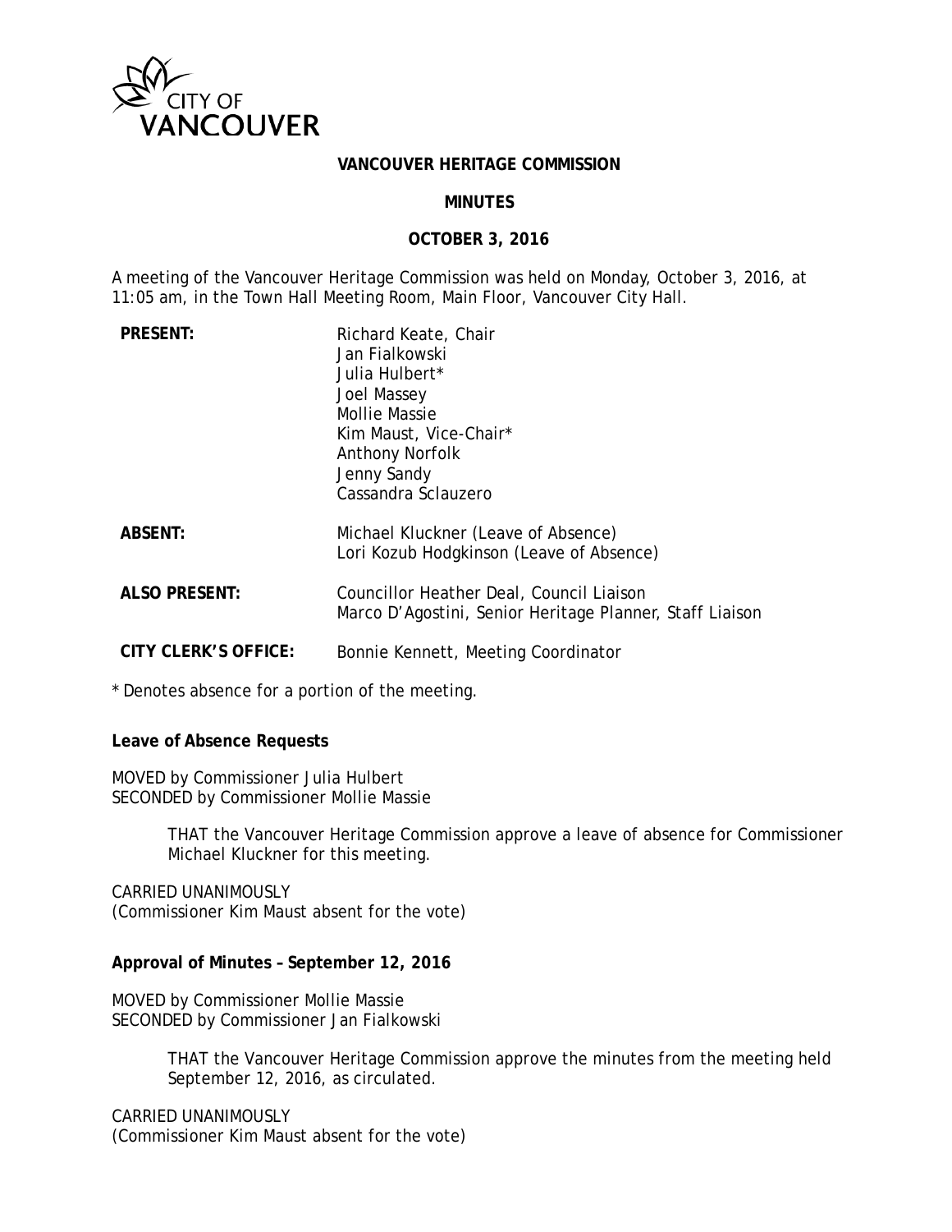CITY OF VANCOUVER

**VANCOUVER HERITAGE COMMISSION**

**MINUTES**

**OCTOBER 3, 2016**

A meeting of the Vancouver Heritage Commission was held on Monday, October 3, 2016, at 11:05 am, in the Town Hall Meeting Room, Main Floor, Vancouver City Hall.

| | |
|---|---|
| **PRESENT:** | Richard Keate, Chair<br>Jan Fialkowski<br>Julia Hulbert*<br>Joel Massey<br>Mollie Massie<br>Kim Maust, Vice-Chair*<br>Anthony Norfolk<br>Jenny Sandy<br>Cassandra Sclauzero |
| **ABSENT:** | Michael Kluckner (Leave of Absence)<br>Lori Kozub Hodgkinson (Leave of Absence) |
| **ALSO PRESENT:** | Councillor Heather Deal, Council Liaison<br>Marco D'Agostini, Senior Heritage Planner, Staff Liaison |
| **CITY CLERK'S OFFICE:** | Bonnie Kennett, Meeting Coordinator |

\* Denotes absence for a portion of the meeting.

**Leave of Absence Requests**

MOVED by Commissioner Julia Hulbert
SECONDED by Commissioner Mollie Massie

> THAT the Vancouver Heritage Commission approve a leave of absence for Commissioner Michael Kluckner for this meeting.

CARRIED UNANIMOUSLY
(Commissioner Kim Maust absent for the vote)

**Approval of Minutes – September 12, 2016**

MOVED by Commissioner Mollie Massie
SECONDED by Commissioner Jan Fialkowski

> THAT the Vancouver Heritage Commission approve the minutes from the meeting held September 12, 2016, as circulated.

CARRIED UNANIMOUSLY
(Commissioner Kim Maust absent for the vote)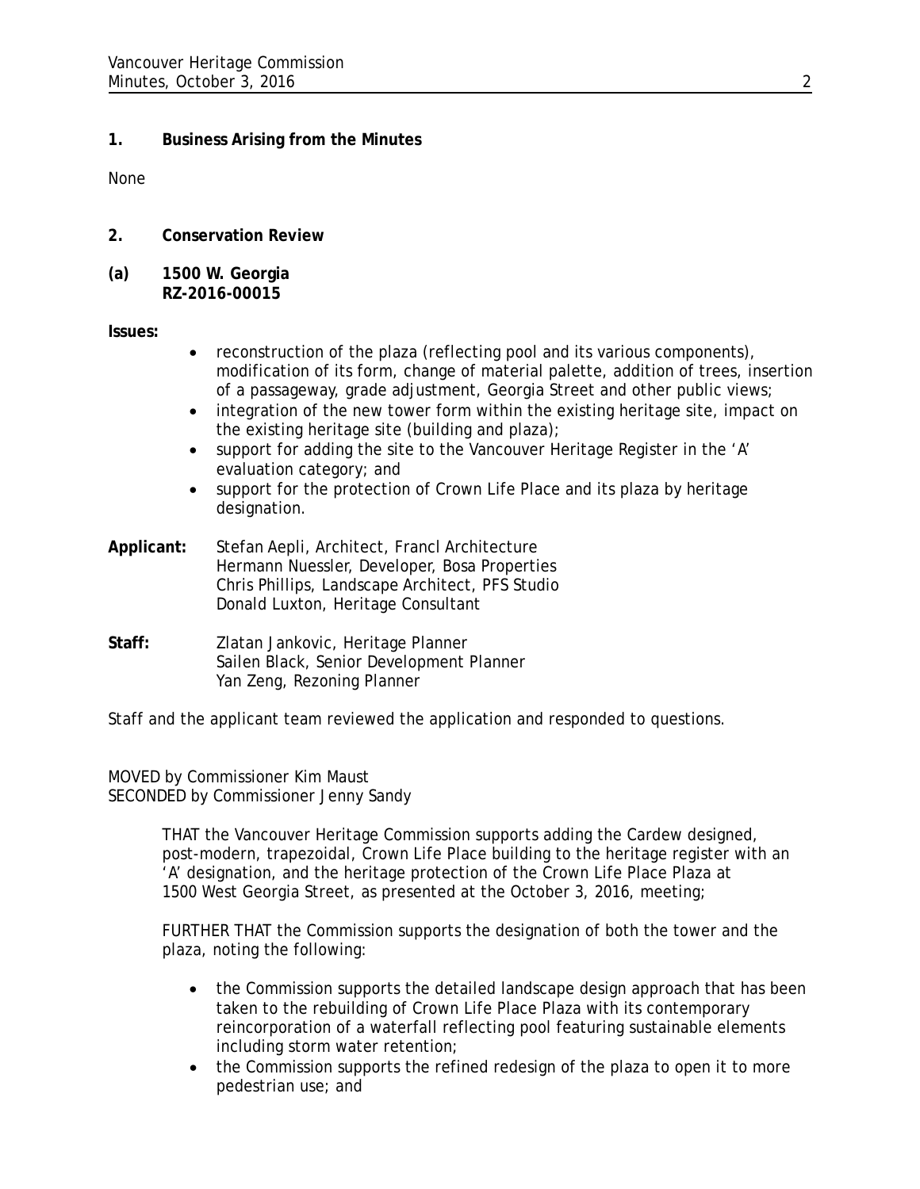## 1. Business Arising from the Minutes

None

## 2. Conservation Review

### (a) 1500 W. Georgia
### RZ-2016-00015

**Issues:**

- reconstruction of the plaza (reflecting pool and its various components), modification of its form, change of material palette, addition of trees, insertion of a passageway, grade adjustment, Georgia Street and other public views;
- integration of the new tower form within the existing heritage site, impact on the existing heritage site (building and plaza);
- support for adding the site to the Vancouver Heritage Register in the 'A' evaluation category; and
- support for the protection of Crown Life Place and its plaza by heritage designation.

**Applicant:** Stefan Aepli, Architect, Francl Architecture
Hermann Nuessler, Developer, Bosa Properties
Chris Phillips, Landscape Architect, PFS Studio
Donald Luxton, Heritage Consultant

**Staff:** Zlatan Jankovic, Heritage Planner
Sailen Black, Senior Development Planner
Yan Zeng, Rezoning Planner

Staff and the applicant team reviewed the application and responded to questions.

MOVED by Commissioner Kim Maust
SECONDED by Commissioner Jenny Sandy

> THAT the Vancouver Heritage Commission supports adding the Cardew designed, post-modern, trapezoidal, Crown Life Place building to the heritage register with an 'A' designation, and the heritage protection of the Crown Life Place Plaza at 1500 West Georgia Street, as presented at the October 3, 2016, meeting;
>
> FURTHER THAT the Commission supports the designation of both the tower and the plaza, noting the following:
>
> - the Commission supports the detailed landscape design approach that has been taken to the rebuilding of Crown Life Place Plaza with its contemporary reincorporation of a waterfall reflecting pool featuring sustainable elements including storm water retention;
> - the Commission supports the refined redesign of the plaza to open it to more pedestrian use; and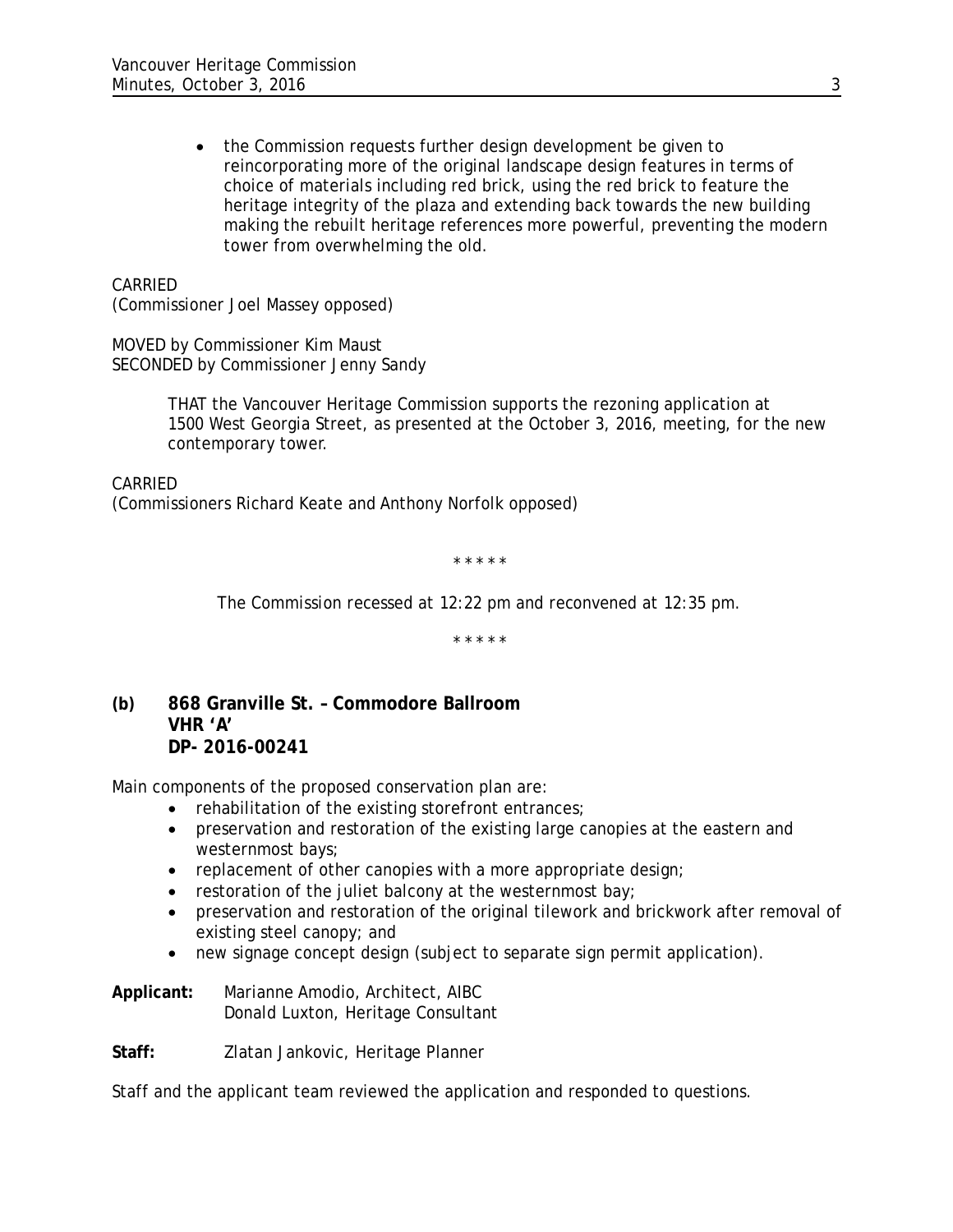- the Commission requests further design development be given to reincorporating more of the original landscape design features in terms of choice of materials including red brick, using the red brick to feature the heritage integrity of the plaza and extending back towards the new building making the rebuilt heritage references more powerful, preventing the modern tower from overwhelming the old.

CARRIED
(Commissioner Joel Massey opposed)

MOVED by Commissioner Kim Maust
SECONDED by Commissioner Jenny Sandy

> THAT the Vancouver Heritage Commission supports the rezoning application at 1500 West Georgia Street, as presented at the October 3, 2016, meeting, for the new contemporary tower.

CARRIED
(Commissioners Richard Keate and Anthony Norfolk opposed)

\* \* \* \* \*

*The Commission recessed at 12:22 pm and reconvened at 12:35 pm.*

\* \* \* \* \*

**(b) 868 Granville St. – Commodore Ballroom**
**VHR 'A'**
**DP- 2016-00241**

Main components of the proposed conservation plan are:

- rehabilitation of the existing storefront entrances;
- preservation and restoration of the existing large canopies at the eastern and westernmost bays;
- replacement of other canopies with a more appropriate design;
- restoration of the juliet balcony at the westernmost bay;
- preservation and restoration of the original tilework and brickwork after removal of existing steel canopy; and
- new signage concept design (subject to separate sign permit application).

**Applicant:** Marianne Amodio, Architect, AIBC
Donald Luxton, Heritage Consultant

**Staff:** Zlatan Jankovic, Heritage Planner

Staff and the applicant team reviewed the application and responded to questions.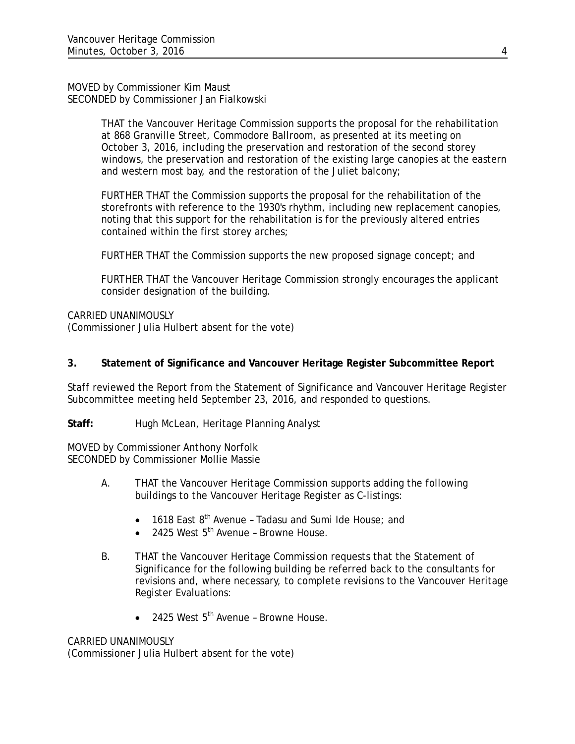MOVED by Commissioner Kim Maust
SECONDED by Commissioner Jan Fialkowski

> THAT the Vancouver Heritage Commission supports the proposal for the rehabilitation at 868 Granville Street, Commodore Ballroom, as presented at its meeting on October 3, 2016, including the preservation and restoration of the second storey windows, the preservation and restoration of the existing large canopies at the eastern and western most bay, and the restoration of the Juliet balcony;
>
> FURTHER THAT the Commission supports the proposal for the rehabilitation of the storefronts with reference to the 1930's rhythm, including new replacement canopies, noting that this support for the rehabilitation is for the previously altered entries contained within the first storey arches;
>
> FURTHER THAT the Commission supports the new proposed signage concept; and
>
> FURTHER THAT the Vancouver Heritage Commission strongly encourages the applicant consider designation of the building.

CARRIED UNANIMOUSLY
(Commissioner Julia Hulbert absent for the vote)

**3. Statement of Significance and Vancouver Heritage Register Subcommittee Report**

Staff reviewed the Report from the Statement of Significance and Vancouver Heritage Register Subcommittee meeting held September 23, 2016, and responded to questions.

**Staff:** Hugh McLean, Heritage Planning Analyst

MOVED by Commissioner Anthony Norfolk
SECONDED by Commissioner Mollie Massie

A. THAT the Vancouver Heritage Commission supports adding the following buildings to the Vancouver Heritage Register as C-listings:

- 1618 East 8th Avenue – Tadasu and Sumi Ide House; and
- 2425 West 5th Avenue – Browne House.

B. THAT the Vancouver Heritage Commission requests that the Statement of Significance for the following building be referred back to the consultants for revisions and, where necessary, to complete revisions to the Vancouver Heritage Register Evaluations:

- 2425 West 5th Avenue – Browne House.

CARRIED UNANIMOUSLY
(Commissioner Julia Hulbert absent for the vote)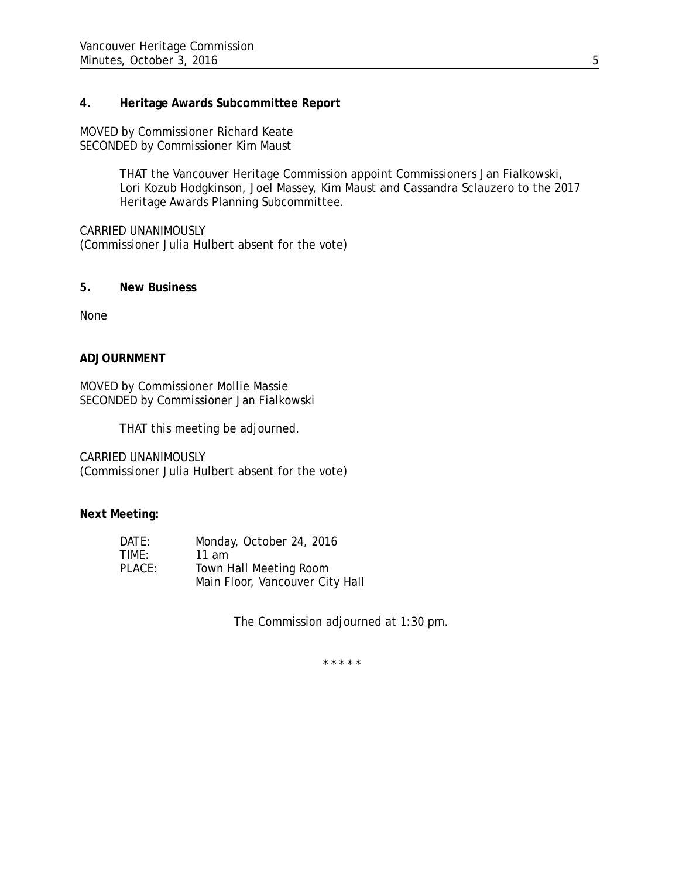**4. Heritage Awards Subcommittee Report**

MOVED by Commissioner Richard Keate
SECONDED by Commissioner Kim Maust

> THAT the Vancouver Heritage Commission appoint Commissioners Jan Fialkowski, Lori Kozub Hodgkinson, Joel Massey, Kim Maust and Cassandra Sclauzero to the 2017 Heritage Awards Planning Subcommittee.

CARRIED UNANIMOUSLY
(Commissioner Julia Hulbert absent for the vote)

**5. New Business**

None

**ADJOURNMENT**

MOVED by Commissioner Mollie Massie
SECONDED by Commissioner Jan Fialkowski

> THAT this meeting be adjourned.

CARRIED UNANIMOUSLY
(Commissioner Julia Hulbert absent for the vote)

**Next Meeting:**

DATE: Monday, October 24, 2016
TIME: 11 am
PLACE: Town Hall Meeting Room
Main Floor, Vancouver City Hall

The Commission adjourned at 1:30 pm.

* * * * *